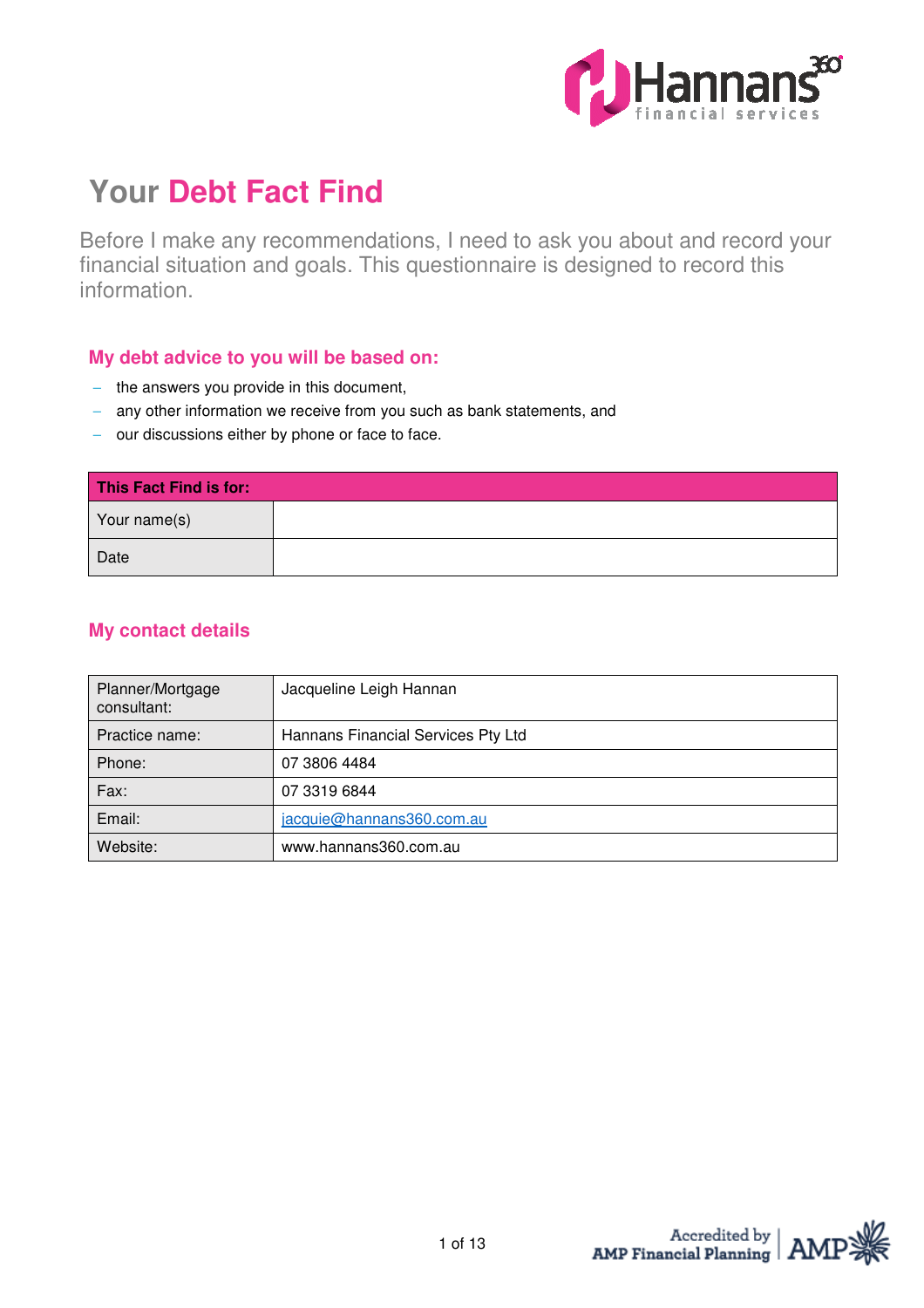# Your Debt Fact Find

Before I make any recommendations, I need to ask you about and record your financial situation and goals. This questionnaire is designed to record this information.

## My debt advice to you will be based on:

- the answers you provide in this document,
- any other information we receive from you such as bank statements, and
- our discussions either by phone or face to face.

| This Fact Find is for: | |
|---|---|
| Your name(s) | |
| Date | |

## My contact details

| | |
|---|---|
| Planner/Mortgage consultant: | Jacqueline Leigh Hannan |
| Practice name: | Hannans Financial Services Pty Ltd |
| Phone: | 07 3806 4484 |
| Fax: | 07 3319 6844 |
| Email: | jacquie@hannans360.com.au |
| Website: | www.hannans360.com.au |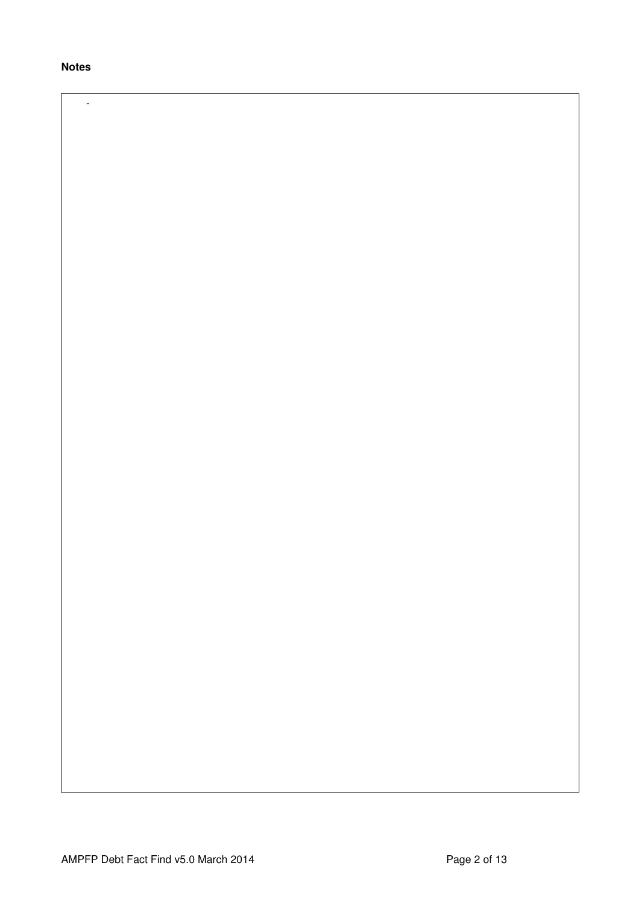**Notes**

-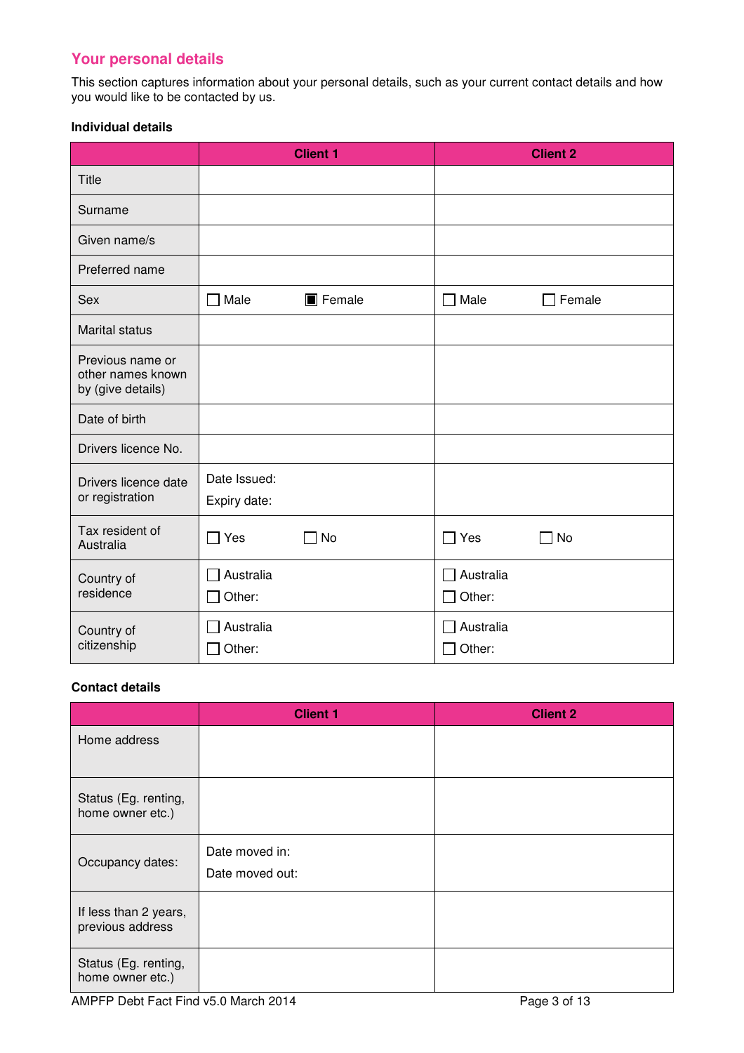## Your personal details

This section captures information about your personal details, such as your current contact details and how you would like to be contacted by us.

**Individual details**

| | Client 1 | Client 2 |
|---|---|---|
| Title | | |
| Surname | | |
| Given name/s | | |
| Preferred name | | |
| Sex | ☐ Male ☒ Female | ☐ Male ☐ Female |
| Marital status | | |
| Previous name or other names known by (give details) | | |
| Date of birth | | |
| Drivers licence No. | | |
| Drivers licence date or registration | Date Issued: Expiry date: | |
| Tax resident of Australia | ☐ Yes ☐ No | ☐ Yes ☐ No |
| Country of residence | ☐ Australia ☐ Other: | ☐ Australia ☐ Other: |
| Country of citizenship | ☐ Australia ☐ Other: | ☐ Australia ☐ Other: |

**Contact details**

| | Client 1 | Client 2 |
|---|---|---|
| Home address | | |
| Status (Eg. renting, home owner etc.) | | |
| Occupancy dates: | Date moved in: Date moved out: | |
| If less than 2 years, previous address | | |
| Status (Eg. renting, home owner etc.) | | |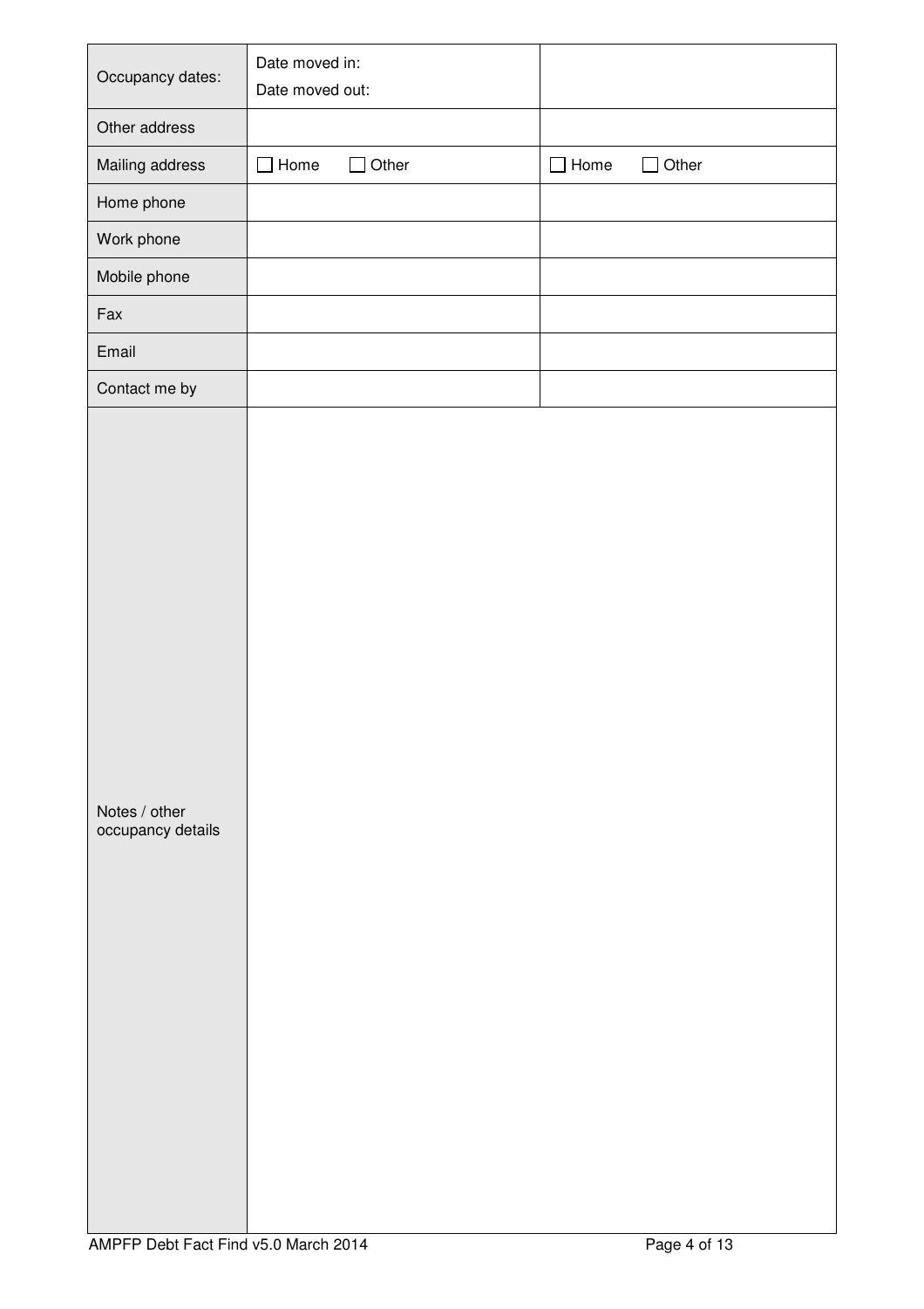| Occupancy dates: | Date moved in:<br>Date moved out: | |
|---|---|---|
| Other address | | |
| Mailing address | ☐ Home ☐ Other | ☐ Home ☐ Other |
| Home phone | | |
| Work phone | | |
| Mobile phone | | |
| Fax | | |
| Email | | |
| Contact me by | | |
| Notes / other occupancy details | | |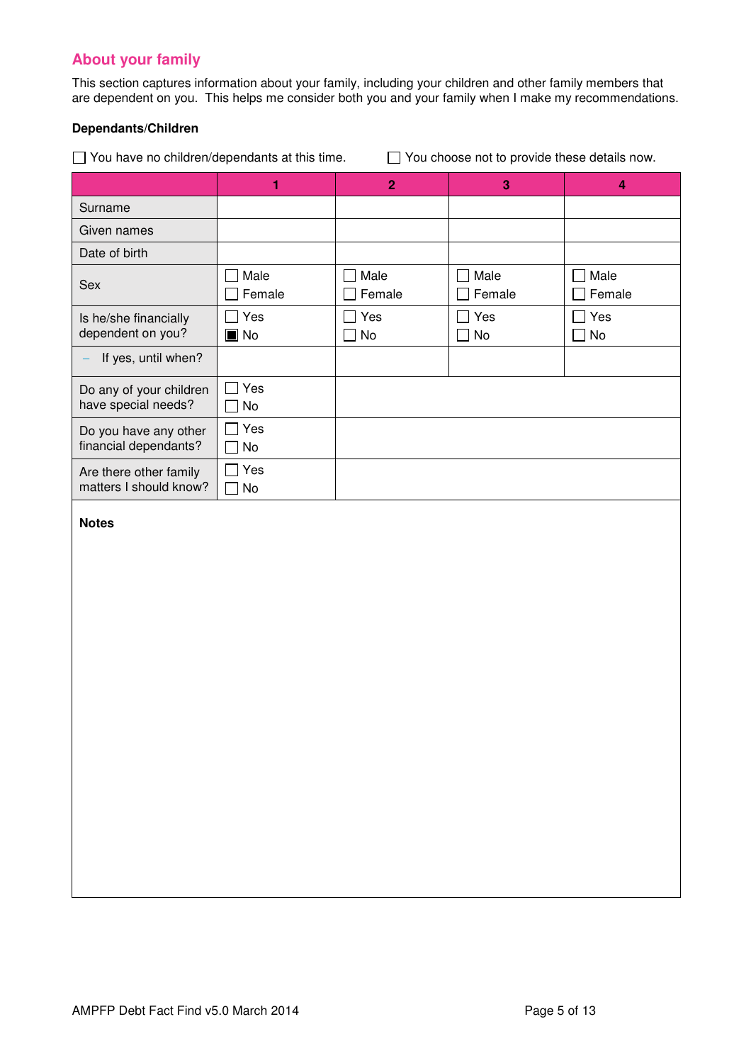## About your family

This section captures information about your family, including your children and other family members that are dependent on you. This helps me consider both you and your family when I make my recommendations.

**Dependants/Children**

☐ You have no children/dependants at this time. ☐ You choose not to provide these details now.

| | 1 | 2 | 3 | 4 |
|---|---|---|---|---|
| Surname | | | | |
| Given names | | | | |
| Date of birth | | | | |
| Sex | ☐ Male<br>☐ Female | ☐ Male<br>☐ Female | ☐ Male<br>☐ Female | ☐ Male<br>☐ Female |
| Is he/she financially dependent on you? | ☐ Yes<br>■ No | ☐ Yes<br>☐ No | ☐ Yes<br>☐ No | ☐ Yes<br>☐ No |
| – If yes, until when? | | | | |
| Do any of your children have special needs? | ☐ Yes<br>☐ No | | | |
| Do you have any other financial dependants? | ☐ Yes<br>☐ No | | | |
| Are there other family matters I should know? | ☐ Yes<br>☐ No | | | |

**Notes**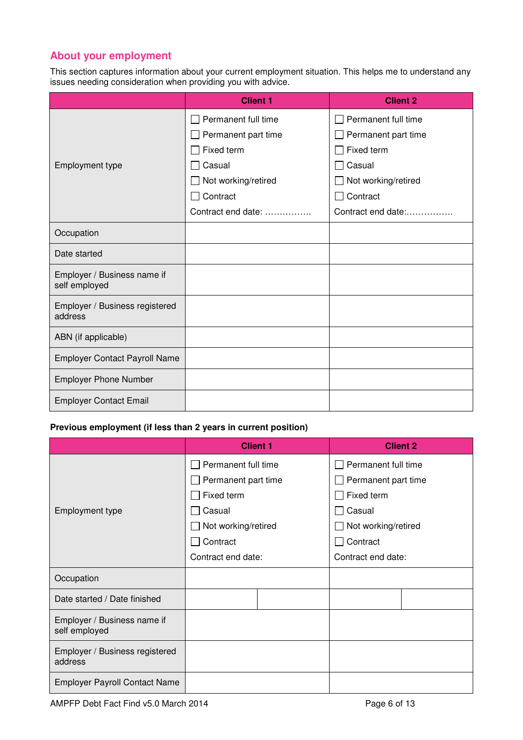## About your employment

This section captures information about your current employment situation. This helps me to understand any issues needing consideration when providing you with advice.

| | Client 1 | Client 2 |
|---|---|---|
| Employment type | ☐ Permanent full time<br>☐ Permanent part time<br>☐ Fixed term<br>☐ Casual<br>☐ Not working/retired<br>☐ Contract<br>Contract end date: ……………. | ☐ Permanent full time<br>☐ Permanent part time<br>☐ Fixed term<br>☐ Casual<br>☐ Not working/retired<br>☐ Contract<br>Contract end date:……………. |
| Occupation | | |
| Date started | | |
| Employer / Business name if self employed | | |
| Employer / Business registered address | | |
| ABN (if applicable) | | |
| Employer Contact Payroll Name | | |
| Employer Phone Number | | |
| Employer Contact Email | | |

**Previous employment (if less than 2 years in current position)**

| | Client 1 | | Client 2 | |
|---|---|---|---|---|
| Employment type | ☐ Permanent full time<br>☐ Permanent part time<br>☐ Fixed term<br>☐ Casual<br>☐ Not working/retired<br>☐ Contract<br>Contract end date: | | ☐ Permanent full time<br>☐ Permanent part time<br>☐ Fixed term<br>☐ Casual<br>☐ Not working/retired<br>☐ Contract<br>Contract end date: | |
| Occupation | | | | |
| Date started / Date finished | | | | |
| Employer / Business name if self employed | | | | |
| Employer / Business registered address | | | | |
| Employer Payroll Contact Name | | | | |

AMPFP Debt Fact Find v5.0 March 2014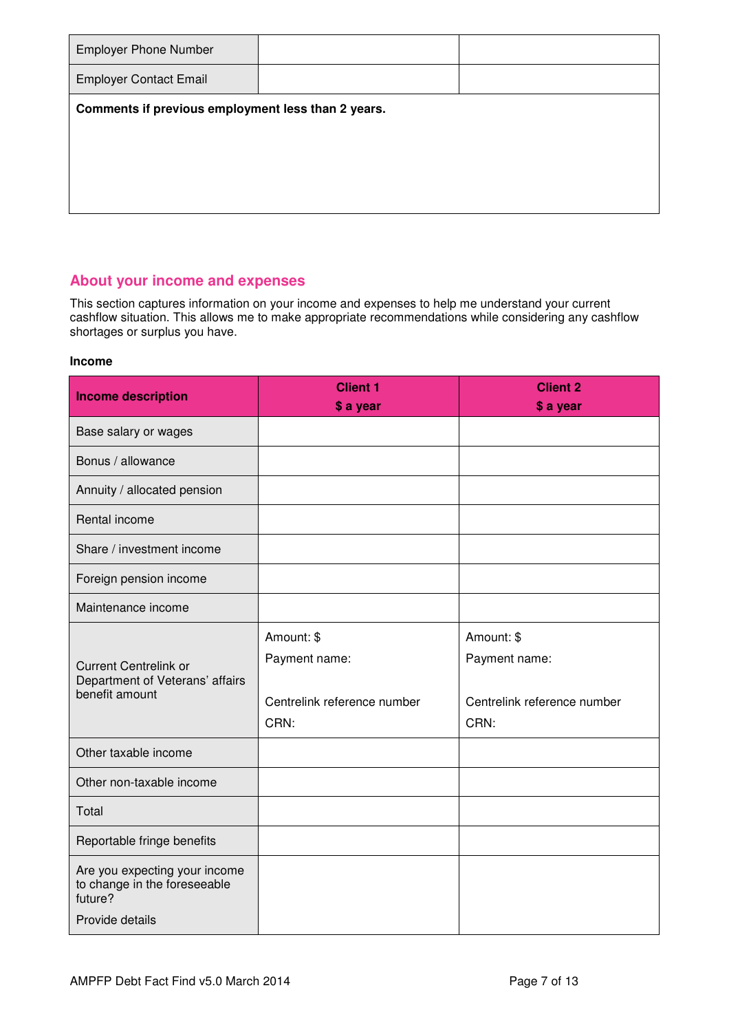| | | |
|---|---|---|
| Employer Phone Number | | |
| Employer Contact Email | | |
| **Comments if previous employment less than 2 years.** | | |

## About your income and expenses

This section captures information on your income and expenses to help me understand your current cashflow situation. This allows me to make appropriate recommendations while considering any cashflow shortages or surplus you have.

**Income**

| Income description | Client 1 $ a year | Client 2 $ a year |
|---|---|---|
| Base salary or wages | | |
| Bonus / allowance | | |
| Annuity / allocated pension | | |
| Rental income | | |
| Share / investment income | | |
| Foreign pension income | | |
| Maintenance income | | |
| Current Centrelink or Department of Veterans' affairs benefit amount | Amount: $<br>Payment name:<br>Centrelink reference number<br>CRN: | Amount: $<br>Payment name:<br>Centrelink reference number<br>CRN: |
| Other taxable income | | |
| Other non-taxable income | | |
| Total | | |
| Reportable fringe benefits | | |
| Are you expecting your income to change in the foreseeable future?<br>Provide details | | |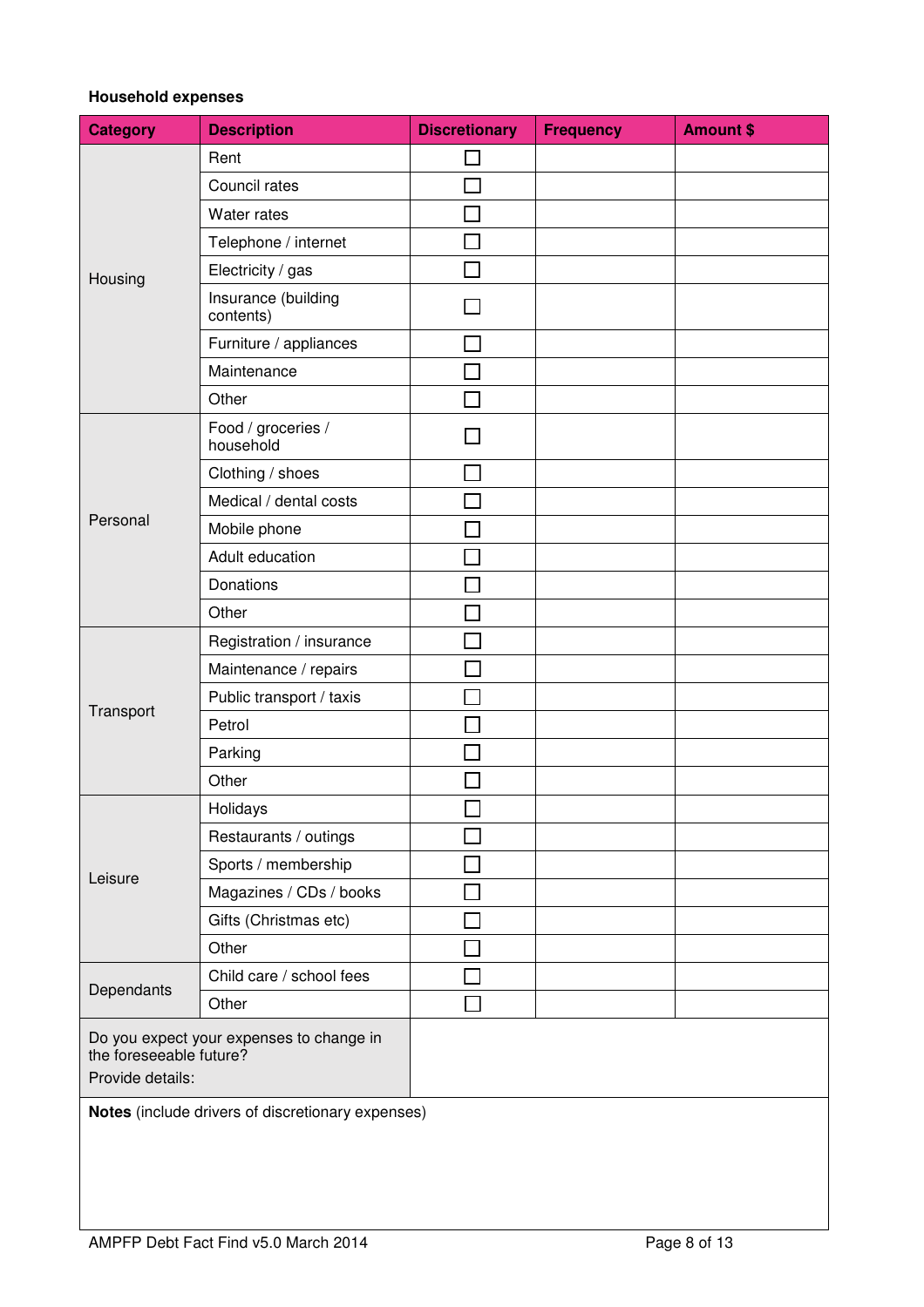**Household expenses**

| Category | Description | Discretionary | Frequency | Amount $ |
|---|---|---|---|---|
| Housing | Rent | ☐ | | |
| | Council rates | ☐ | | |
| | Water rates | ☐ | | |
| | Telephone / internet | ☐ | | |
| | Electricity / gas | ☐ | | |
| | Insurance (building contents) | ☐ | | |
| | Furniture / appliances | ☐ | | |
| | Maintenance | ☐ | | |
| | Other | ☐ | | |
| Personal | Food / groceries / household | ☐ | | |
| | Clothing / shoes | ☐ | | |
| | Medical / dental costs | ☐ | | |
| | Mobile phone | ☐ | | |
| | Adult education | ☐ | | |
| | Donations | ☐ | | |
| | Other | ☐ | | |
| Transport | Registration / insurance | ☐ | | |
| | Maintenance / repairs | ☐ | | |
| | Public transport / taxis | ☐ | | |
| | Petrol | ☐ | | |
| | Parking | ☐ | | |
| | Other | ☐ | | |
| Leisure | Holidays | ☐ | | |
| | Restaurants / outings | ☐ | | |
| | Sports / membership | ☐ | | |
| | Magazines / CDs / books | ☐ | | |
| | Gifts (Christmas etc) | ☐ | | |
| | Other | ☐ | | |
| Dependants | Child care / school fees | ☐ | | |
| | Other | ☐ | | |
| Do you expect your expenses to change in the foreseeable future? Provide details: | | | | |

**Notes** (include drivers of discretionary expenses)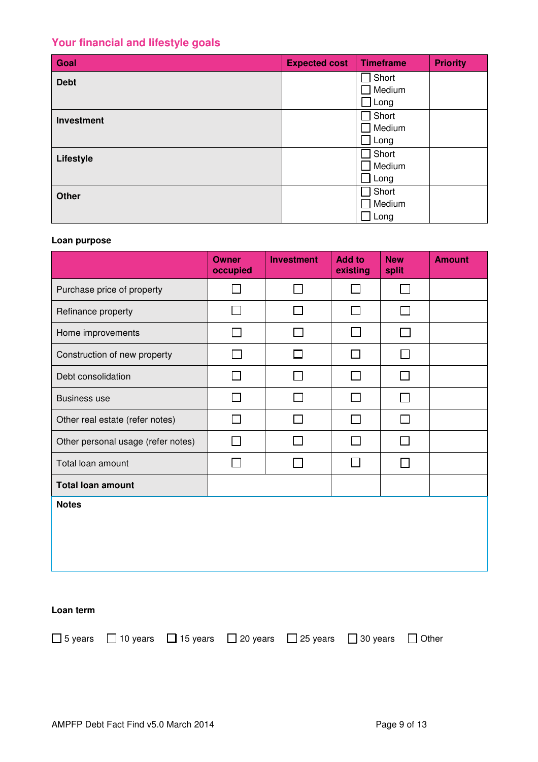## Your financial and lifestyle goals

| Goal | Expected cost | Timeframe | Priority |
|---|---|---|---|
| **Debt** | | ☐ Short<br>☐ Medium<br>☐ Long | |
| **Investment** | | ☐ Short<br>☐ Medium<br>☐ Long | |
| **Lifestyle** | | ☐ Short<br>☐ Medium<br>☐ Long | |
| **Other** | | ☐ Short<br>☐ Medium<br>☐ Long | |

**Loan purpose**

| | Owner occupied | Investment | Add to existing | New split | Amount |
|---|---|---|---|---|---|
| Purchase price of property | ☐ | ☐ | ☐ | ☐ | |
| Refinance property | ☐ | ☐ | ☐ | ☐ | |
| Home improvements | ☐ | ☐ | ☐ | ☐ | |
| Construction of new property | ☐ | ☐ | ☐ | ☐ | |
| Debt consolidation | ☐ | ☐ | ☐ | ☐ | |
| Business use | ☐ | ☐ | ☐ | ☐ | |
| Other real estate (refer notes) | ☐ | ☐ | ☐ | ☐ | |
| Other personal usage (refer notes) | ☐ | ☐ | ☐ | ☐ | |
| Total loan amount | ☐ | ☐ | ☐ | ☐ | |
| **Total loan amount** | | | | | |

**Notes**

**Loan term**

☐ 5 years ☐ 10 years ☐ 15 years ☐ 20 years ☐ 25 years ☐ 30 years ☐ Other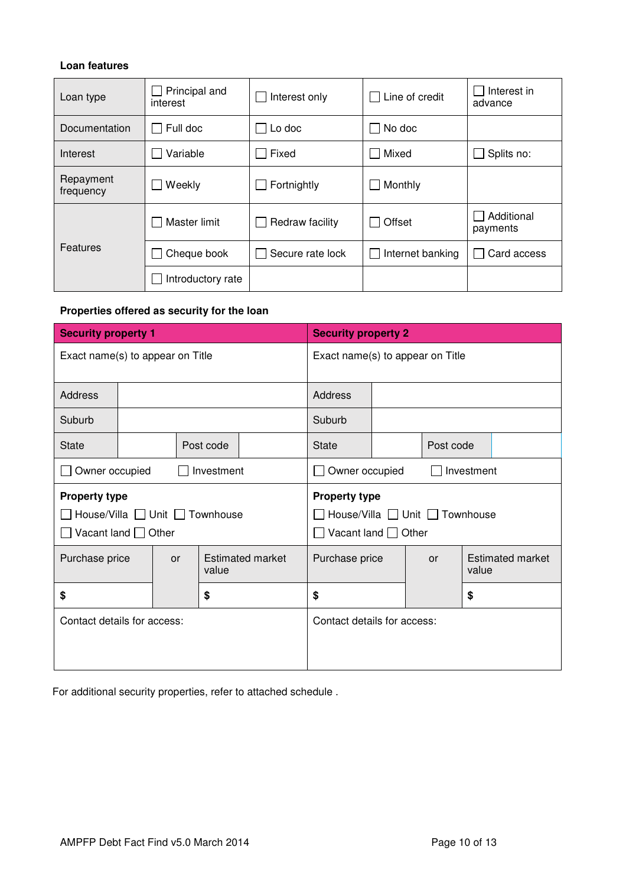**Loan features**

| Loan type | ☐ Principal and interest | ☐ Interest only | ☐ Line of credit | ☐ Interest in advance |
|---|---|---|---|---|
| Documentation | ☐ Full doc | ☐ Lo doc | ☐ No doc | |
| Interest | ☐ Variable | ☐ Fixed | ☐ Mixed | ☐ Splits no: |
| Repayment frequency | ☐ Weekly | ☐ Fortnightly | ☐ Monthly | |
| Features | ☐ Master limit | ☐ Redraw facility | ☐ Offset | ☐ Additional payments |
| | ☐ Cheque book | ☐ Secure rate lock | ☐ Internet banking | ☐ Card access |
| | ☐ Introductory rate | | | |

**Properties offered as security for the loan**

| **Security property 1** | | | | **Security property 2** | | | |
|---|---|---|---|---|---|---|---|
| Exact name(s) to appear on Title | | | | Exact name(s) to appear on Title | | | |
| Address | | | | Address | | | |
| Suburb | | | | Suburb | | | |
| State | | Post code | | State | | Post code | |
| ☐ Owner occupied ☐ Investment | | | | ☐ Owner occupied ☐ Investment | | | |
| **Property type** ☐ House/Villa ☐ Unit ☐ Townhouse ☐ Vacant land ☐ Other | | | | **Property type** ☐ House/Villa ☐ Unit ☐ Townhouse ☐ Vacant land ☐ Other | | | |
| Purchase price | or | Estimated market value | | Purchase price | or | Estimated market value | |
| $ | | $ | | $ | | $ | |
| Contact details for access: | | | | Contact details for access: | | | |

For additional security properties, refer to attached schedule .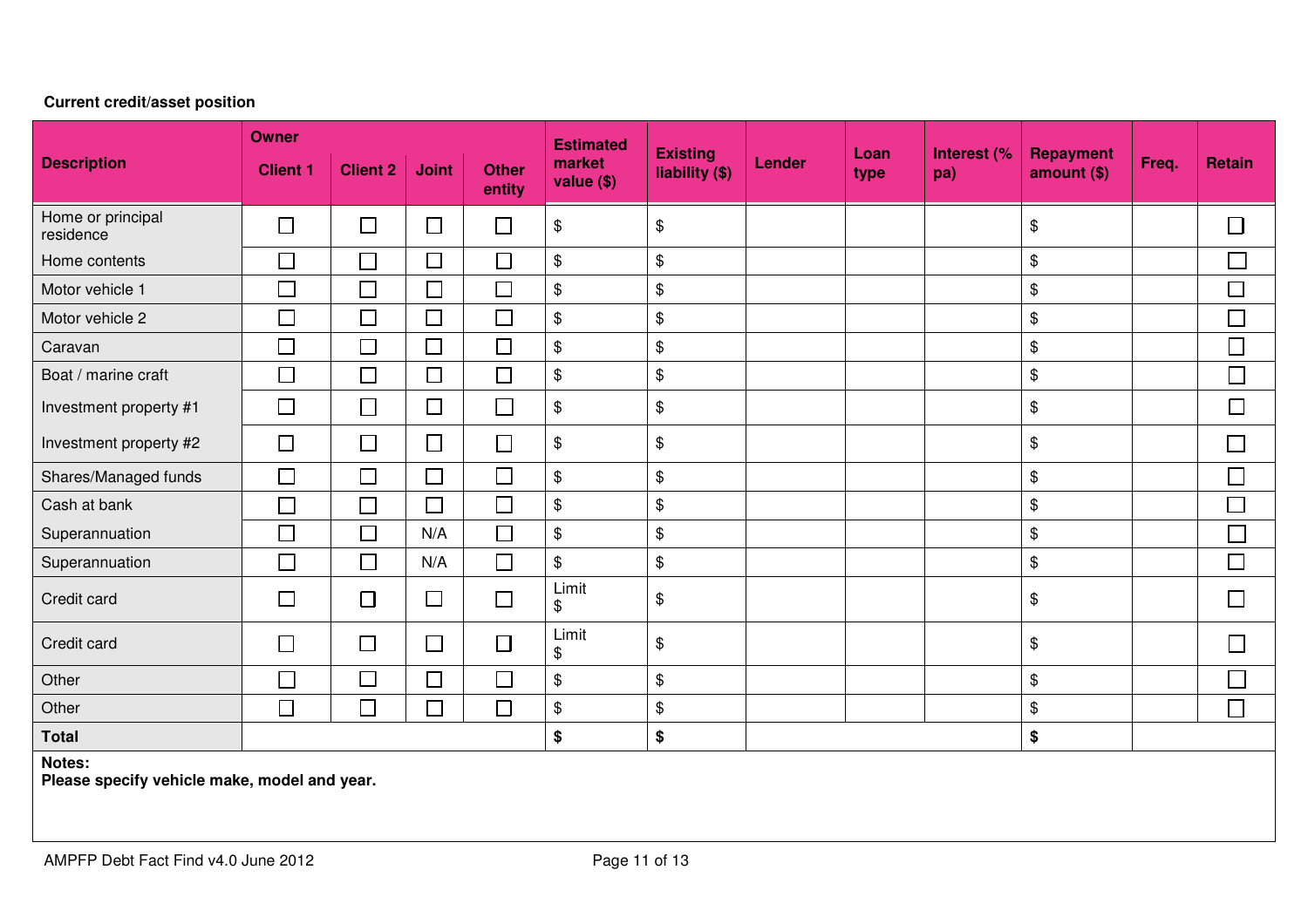**Current credit/asset position**

| Description | Owner | | | | Estimated market value ($) | Existing liability ($) | Lender | Loan type | Interest (% pa) | Repayment amount ($) | Freq. | Retain |
|---|---|---|---|---|---|---|---|---|---|---|---|---|
| | Client 1 | Client 2 | Joint | Other entity | | | | | | | | |
| Home or principal residence | ☐ | ☐ | ☐ | ☐ | $ | $ | | | | $ | | ☐ |
| Home contents | ☐ | ☐ | ☐ | ☐ | $ | $ | | | | $ | | ☐ |
| Motor vehicle 1 | ☐ | ☐ | ☐ | ☐ | $ | $ | | | | $ | | ☐ |
| Motor vehicle 2 | ☐ | ☐ | ☐ | ☐ | $ | $ | | | | $ | | ☐ |
| Caravan | ☐ | ☐ | ☐ | ☐ | $ | $ | | | | $ | | ☐ |
| Boat / marine craft | ☐ | ☐ | ☐ | ☐ | $ | $ | | | | $ | | ☐ |
| Investment property #1 | ☐ | ☐ | ☐ | ☐ | $ | $ | | | | $ | | ☐ |
| Investment property #2 | ☐ | ☐ | ☐ | ☐ | $ | $ | | | | $ | | ☐ |
| Shares/Managed funds | ☐ | ☐ | ☐ | ☐ | $ | $ | | | | $ | | ☐ |
| Cash at bank | ☐ | ☐ | ☐ | ☐ | $ | $ | | | | $ | | ☐ |
| Superannuation | ☐ | ☐ | N/A | ☐ | $ | $ | | | | $ | | ☐ |
| Superannuation | ☐ | ☐ | N/A | ☐ | $ | $ | | | | $ | | ☐ |
| Credit card | ☐ | ☐ | ☐ | ☐ | Limit $ | $ | | | | $ | | ☐ |
| Credit card | ☐ | ☐ | ☐ | ☐ | Limit $ | $ | | | | $ | | ☐ |
| Other | ☐ | ☐ | ☐ | ☐ | $ | $ | | | | $ | | ☐ |
| Other | ☐ | ☐ | ☐ | ☐ | $ | $ | | | | $ | | ☐ |
| **Total** | | | | | **$** | **$** | | | | **$** | | |

**Notes:**
**Please specify vehicle make, model and year.**

AMPFP Debt Fact Find v4.0 June 2012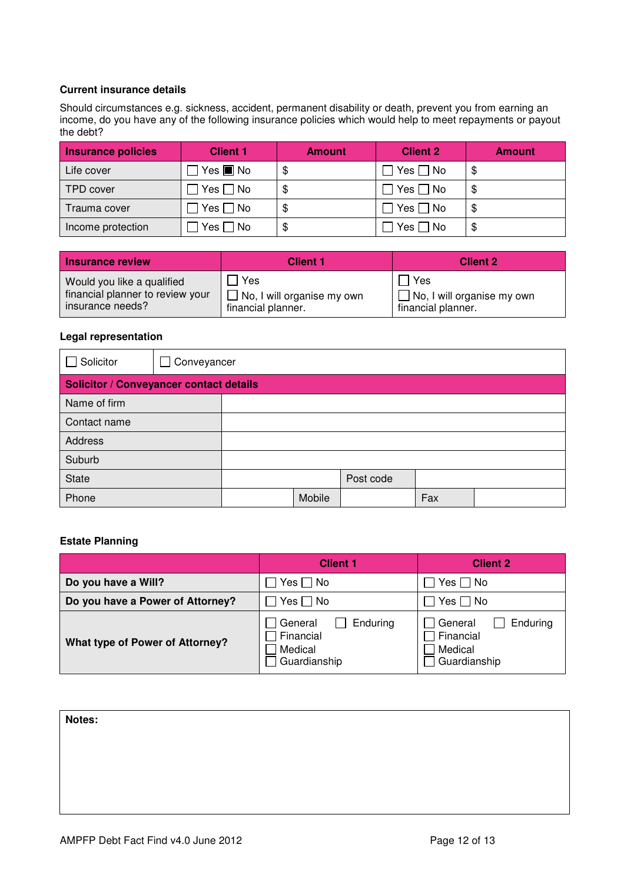### Current insurance details

Should circumstances e.g. sickness, accident, permanent disability or death, prevent you from earning an income, do you have any of the following insurance policies which would help to meet repayments or payout the debt?

| Insurance policies | Client 1 | Amount | Client 2 | Amount |
|---|---|---|---|---|
| Life cover | ☐ Yes ☒ No | $ | ☐ Yes ☐ No | $ |
| TPD cover | ☐ Yes ☐ No | $ | ☐ Yes ☐ No | $ |
| Trauma cover | ☐ Yes ☐ No | $ | ☐ Yes ☐ No | $ |
| Income protection | ☐ Yes ☐ No | $ | ☐ Yes ☐ No | $ |

| Insurance review | Client 1 | Client 2 |
|---|---|---|
| Would you like a qualified financial planner to review your insurance needs? | ☐ Yes<br>☐ No, I will organise my own financial planner. | ☐ Yes<br>☐ No, I will organise my own financial planner. |

### Legal representation

| ☐ Solicitor | ☐ Conveyancer | | | | |
|---|---|---|---|---|---|
| **Solicitor / Conveyancer contact details** | | | | | |
| Name of firm | | | | | |
| Contact name | | | | | |
| Address | | | | | |
| Suburb | | | | | |
| State | | Post code | | | |
| Phone | | Mobile | | Fax | |

### Estate Planning

| | Client 1 | Client 2 |
|---|---|---|
| **Do you have a Will?** | ☐ Yes ☐ No | ☐ Yes ☐ No |
| **Do you have a Power of Attorney?** | ☐ Yes ☐ No | ☐ Yes ☐ No |
| **What type of Power of Attorney?** | ☐ General ☐ Enduring<br>☐ Financial<br>☐ Medical<br>☐ Guardianship | ☐ General ☐ Enduring<br>☐ Financial<br>☐ Medical<br>☐ Guardianship |

**Notes:**

AMPFP Debt Fact Find v4.0 June 2012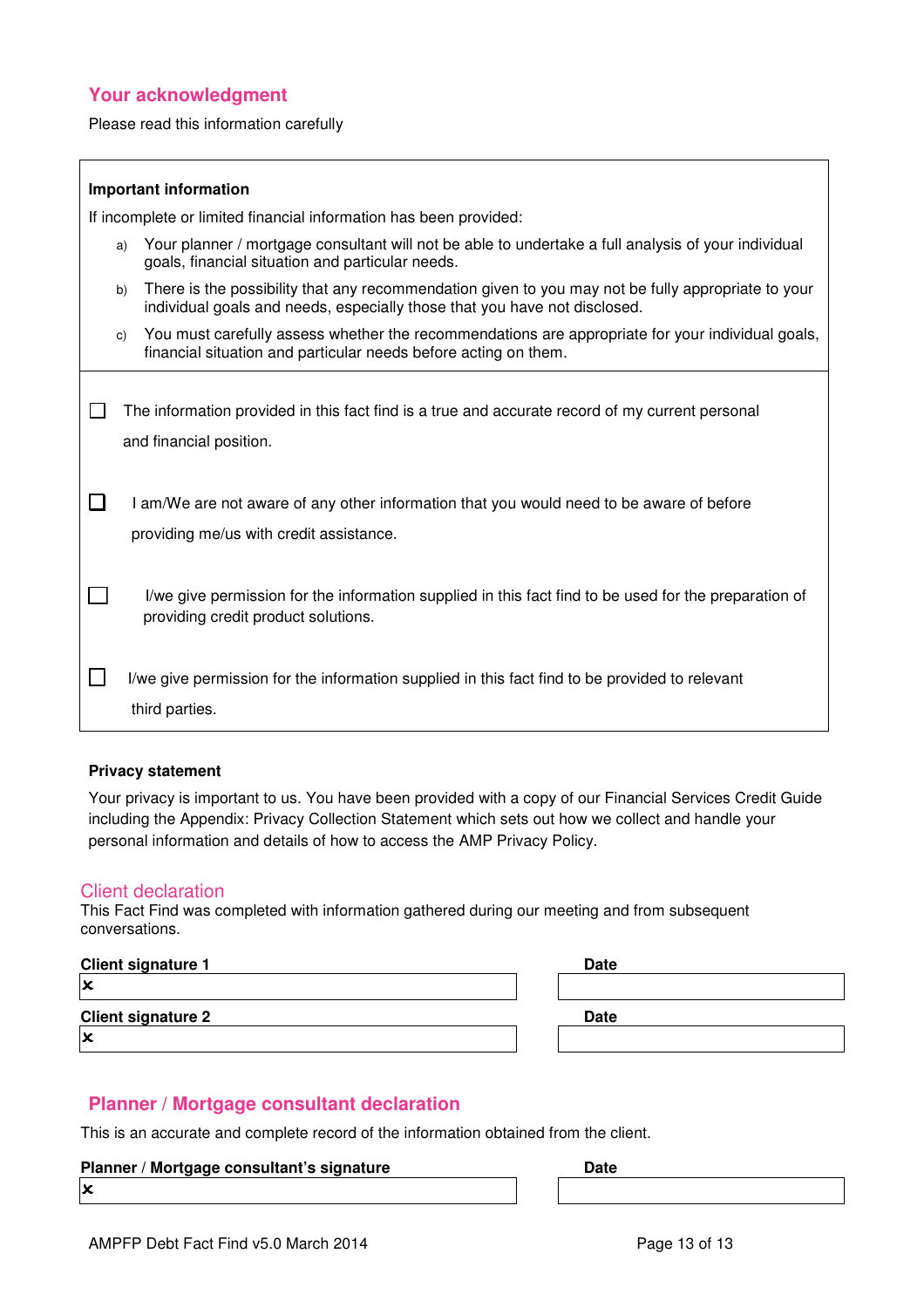## Your acknowledgment

Please read this information carefully

**Important information**

If incomplete or limited financial information has been provided:

a) Your planner / mortgage consultant will not be able to undertake a full analysis of your individual goals, financial situation and particular needs.

b) There is the possibility that any recommendation given to you may not be fully appropriate to your individual goals and needs, especially those that you have not disclosed.

c) You must carefully assess whether the recommendations are appropriate for your individual goals, financial situation and particular needs before acting on them.

- [ ] The information provided in this fact find is a true and accurate record of my current personal and financial position.
- [ ] I am/We are not aware of any other information that you would need to be aware of before providing me/us with credit assistance.
- [ ] I/we give permission for the information supplied in this fact find to be used for the preparation of providing credit product solutions.
- [ ] I/we give permission for the information supplied in this fact find to be provided to relevant third parties.

**Privacy statement**

Your privacy is important to us. You have been provided with a copy of our Financial Services Credit Guide including the Appendix: Privacy Collection Statement which sets out how we collect and handle your personal information and details of how to access the AMP Privacy Policy.

## Client declaration

This Fact Find was completed with information gathered during our meeting and from subsequent conversations.

| Client signature 1 | Date |
|---|---|
| x | |

| Client signature 2 | Date |
|---|---|
| x | |

## Planner / Mortgage consultant declaration

This is an accurate and complete record of the information obtained from the client.

| Planner / Mortgage consultant's signature | Date |
|---|---|
| x | |

AMPFP Debt Fact Find v5.0 March 2014